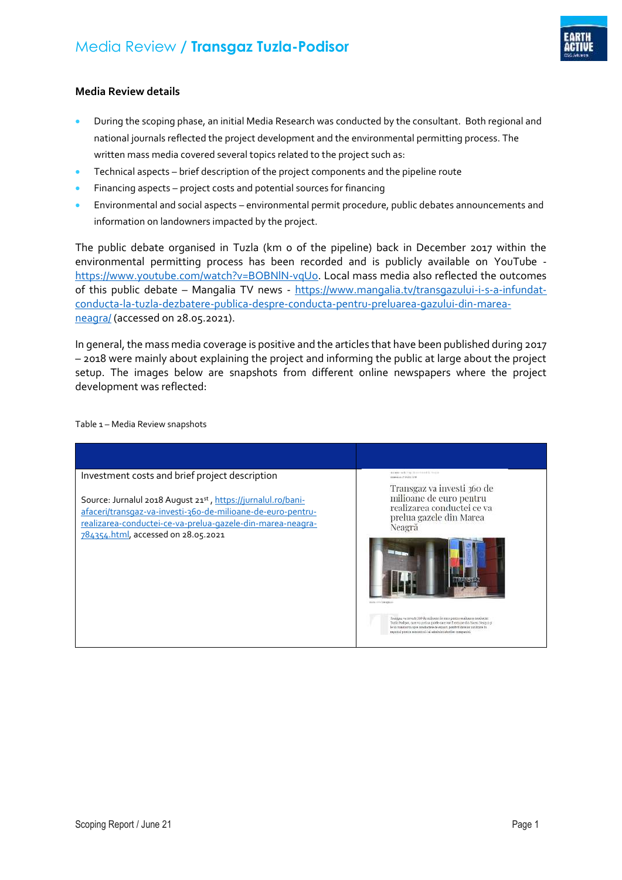### Media Review details

- During the scoping phase, an initial Media Research was conducted by the consultant. Both regional and national journals reflected the project development and the environmental permitting process. The written mass media covered several topics related to the project such as:
- Technical aspects – brief description of the project components and the pipeline route
- Financing aspects – project costs and potential sources for financing
- Environmental and social aspects – environmental permit procedure, public debates announcements and information on landowners impacted by the project.

The public debate organised in Tuzla (km 0 of the pipeline) back in December 2017 within the environmental permitting process has been recorded and is publicly available on YouTube - https://www.youtube.com/watch?v=BOBNlN-vqUo. Local mass media also reflected the outcomes of this public debate – Mangalia TV news - https://www.mangalia.tv/transgazului-i-s-a-infundat-conducta-la-tuzla-dezbatere-publica-despre-conducta-pentru-preluarea-gazului-din-marea-neagra/ (accessed on 28.05.2021).

In general, the mass media coverage is positive and the articles that have been published during 2017 – 2018 were mainly about explaining the project and informing the public at large about the project setup. The images below are snapshots from different online newspapers where the project development was reflected:

Table 1 – Media Review snapshots

| | |
|---|---|
| Investment costs and brief project description<br><br>Source: Jurnalul 2018 August 21st , https://jurnalul.ro/bani-afaceri/transgaz-va-investi-360-de-milioane-de-euro-pentru-realizarea-conductei-ce-va-prelua-gazele-din-marea-neagra-784354.html, accessed on 28.05.2021 | Transgaz va investi 360 de milioane de euro pentru realizarea conductei ce va prelua gazele din Marea Neagră |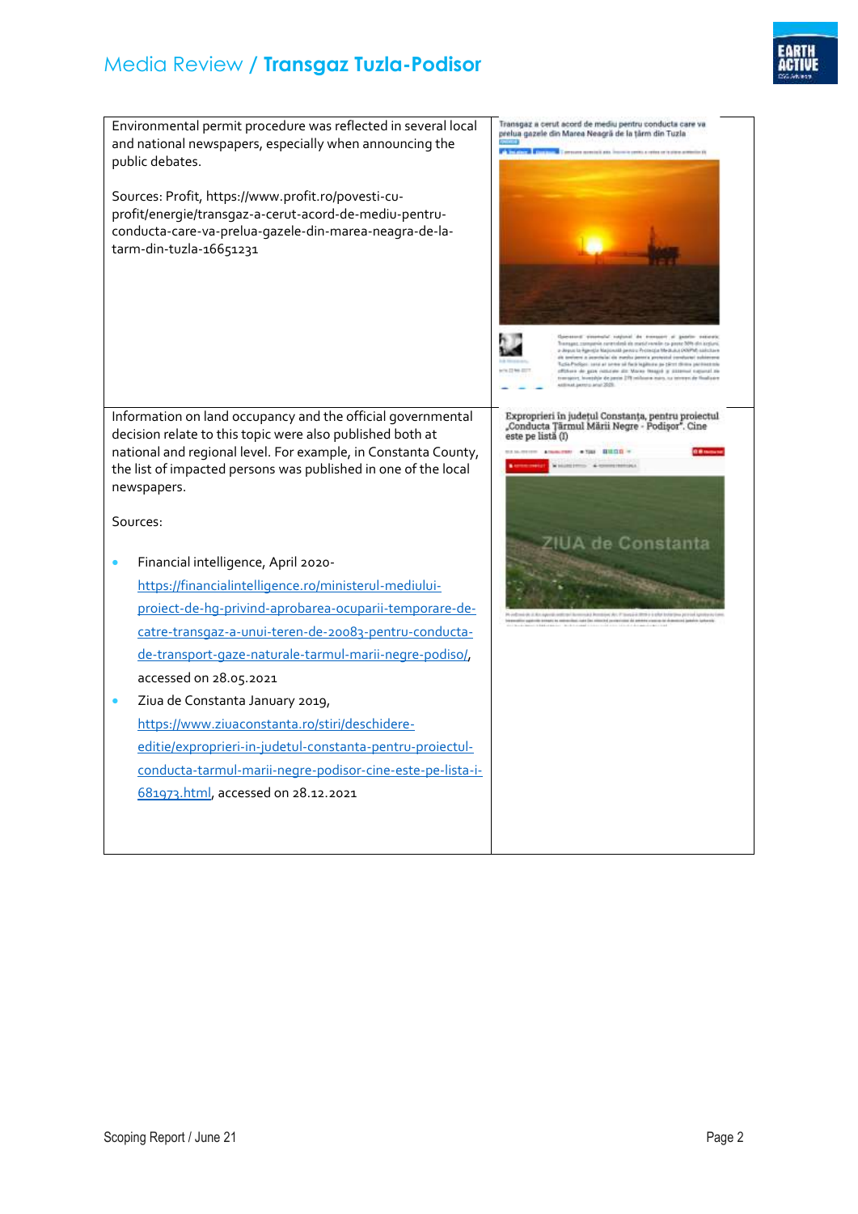| | |
|---|---|
| Environmental permit procedure was reflected in several local and national newspapers, especially when announcing the public debates.<br><br>Sources: Profit, https://www.profit.ro/povesti-cu-profit/energie/transgaz-a-cerut-acord-de-mediu-pentru-conducta-care-va-prelua-gazele-din-marea-neagra-de-la-tarm-din-tuzla-16651231 | Transgaz a cerut acord de mediu pentru conducta care va prelua gazele din Marea Neagră de la țărm din Tuzla |
| Information on land occupancy and the official governmental decision relate to this topic were also published both at national and regional level. For example, in Constanta County, the list of impacted persons was published in one of the local newspapers.<br><br>Sources:<br><br>• Financial intelligence, April 2020- https://financialintelligence.ro/ministerul-mediului-proiect-de-hg-privind-aprobarea-ocuparii-temporare-de-catre-transgaz-a-unui-teren-de-20083-pentru-conducta-de-transport-gaze-naturale-tarmul-marii-negre-podiso/, accessed on 28.05.2021<br>• Ziua de Constanta January 2019, https://www.ziuaconstanta.ro/stiri/deschidere-editie/exproprieri-in-judetul-constanta-pentru-proiectul-conducta-tarmul-marii-negre-podisor-cine-este-pe-lista-i-681973.html, accessed on 28.12.2021 | Exproprieri în județul Constanța, pentru proiectul „Conducta Țărmul Mării Negre - Podișor". Cine este pe listă (I) |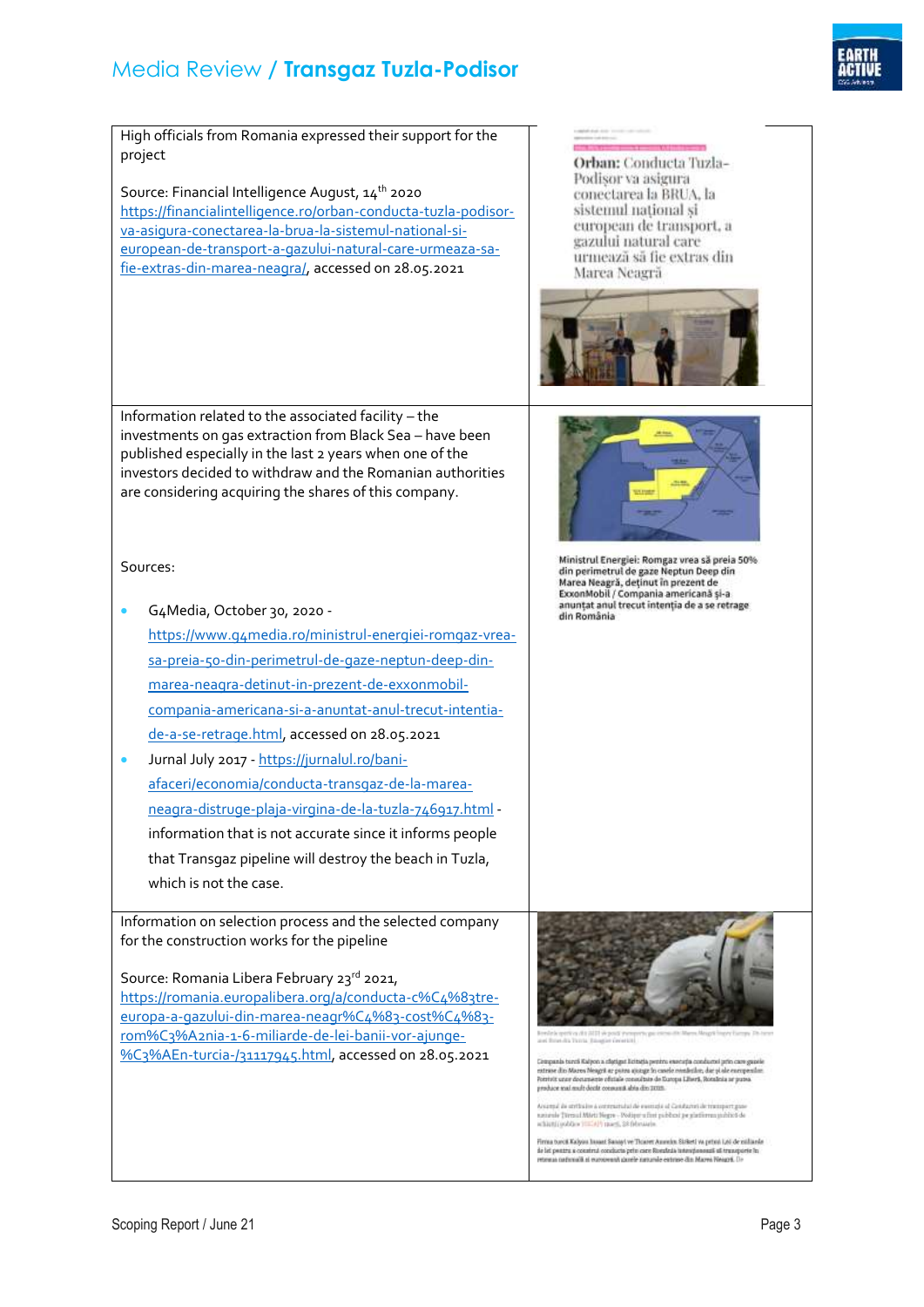| | |
|---|---|
| High officials from Romania expressed their support for the project<br><br>Source: Financial Intelligence August, 14th 2020 https://financialintelligence.ro/orban-conducta-tuzla-podisor-va-asigura-conectarea-la-brua-la-sistemul-national-si-european-de-transport-a-gazului-natural-care-urmeaza-sa-fie-extras-din-marea-neagra/, accessed on 28.05.2021 | **Orban:** Conducta Tuzla-Podișor va asigura conectarea la BRUA, la sistemul național și european de transport, a gazului natural care urmează să fie extras din Marea Neagră |
| Information related to the associated facility – the investments on gas extraction from Black Sea – have been published especially in the last 2 years when one of the investors decided to withdraw and the Romanian authorities are considering acquiring the shares of this company.<br><br>Sources:<br><br>- G4Media, October 30, 2020 - https://www.g4media.ro/ministrul-energiei-romgaz-vrea-sa-preia-50-din-perimetrul-de-gaze-neptun-deep-din-marea-neagra-detinut-in-prezent-de-exxonmobil-compania-americana-si-a-anuntat-anul-trecut-intentia-de-a-se-retrage.html, accessed on 28.05.2021<br>- Jurnal July 2017 - https://jurnalul.ro/bani-afaceri/economia/conducta-transgaz-de-la-marea-neagra-distruge-plaja-virgina-de-la-tuzla-746917.html - information that is not accurate since it informs people that Transgaz pipeline will destroy the beach in Tuzla, which is not the case. | Ministrul Energiei: Romgaz vrea să preia 50% din perimetrul de gaze Neptun Deep din Marea Neagră, deținut în prezent de ExxonMobil / Compania americană și-a anunțat anul trecut intenția de a se retrage din România |
| Information on selection process and the selected company for the construction works for the pipeline<br><br>Source: Romania Libera February 23rd 2021, https://romania.europalibera.org/a/conducta-c%C4%83tre-europa-a-gazului-din-marea-neagr%C4%83-cost%C4%83-rom%C3%A2n-1-6-miliarde-de-lei-banii-vor-ajunge-%C3%AEn-turcia-/31117945.html, accessed on 28.05.2021 | |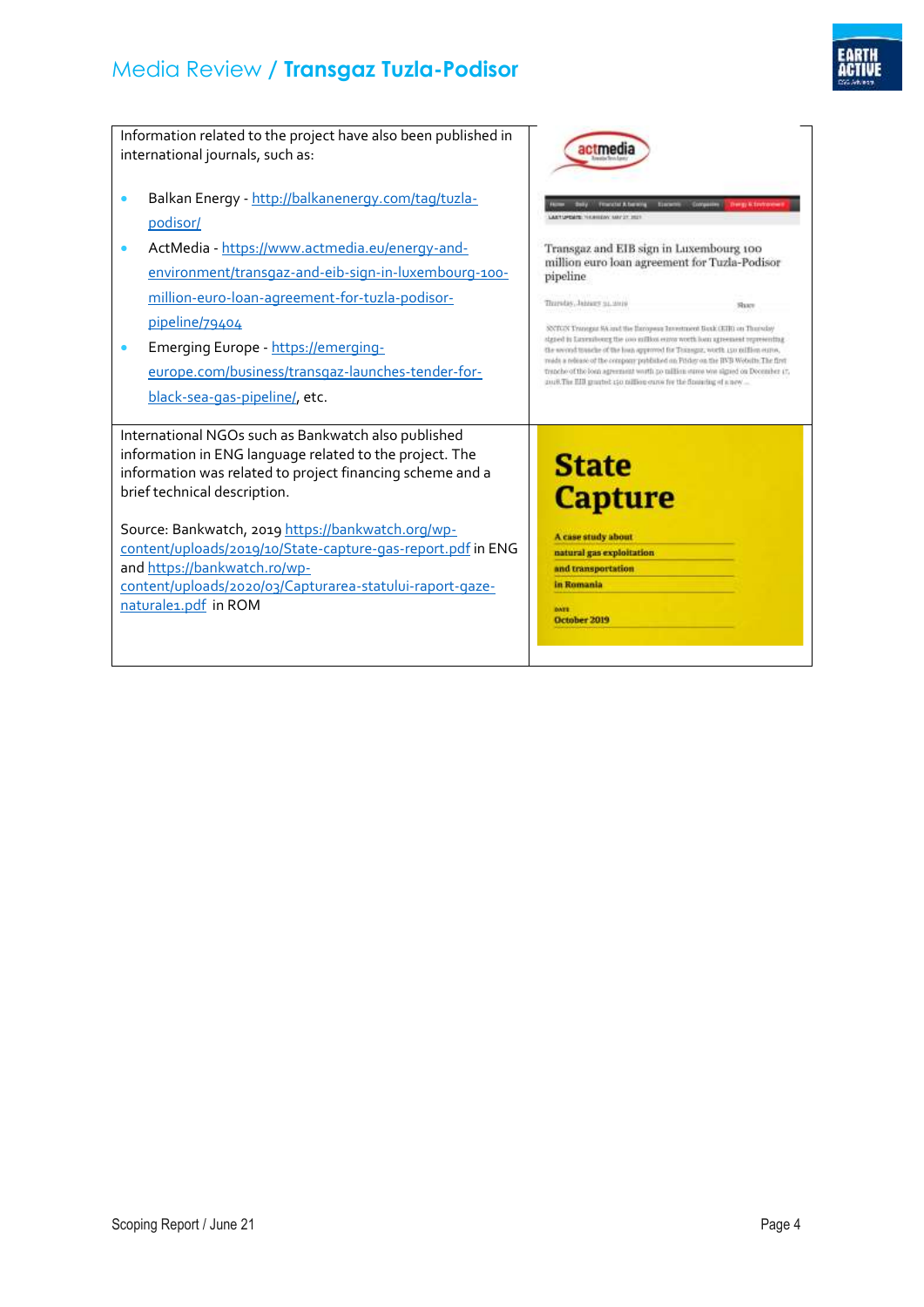| | |
|---|---|
| Information related to the project have also been published in international journals, such as:<br><br>• Balkan Energy - http://balkanenergy.com/tag/tuzla-podisor/<br>• ActMedia - https://www.actmedia.eu/energy-and-environment/transgaz-and-eib-sign-in-luxembourg-100-million-euro-loan-agreement-for-tuzla-podisor-pipeline/79404<br>• Emerging Europe - https://emerging-europe.com/business/transgaz-launches-tender-for-black-sea-gas-pipeline/, etc. | actmedia<br><br>Transgaz and EIB sign in Luxembourg 100 million euro loan agreement for Tuzla-Podisor pipeline |
| International NGOs such as Bankwatch also published information in ENG language related to the project. The information was related to project financing scheme and a brief technical description.<br><br>Source: Bankwatch, 2019 https://bankwatch.org/wp-content/uploads/2019/10/State-capture-gas-report.pdf in ENG and https://bankwatch.ro/wp-content/uploads/2020/03/Capturarea-statului-raport-gaze-naturale1.pdf in ROM | State Capture<br><br>A case study about natural gas exploitation and transportation in Romania<br><br>DATE<br>October 2019 |